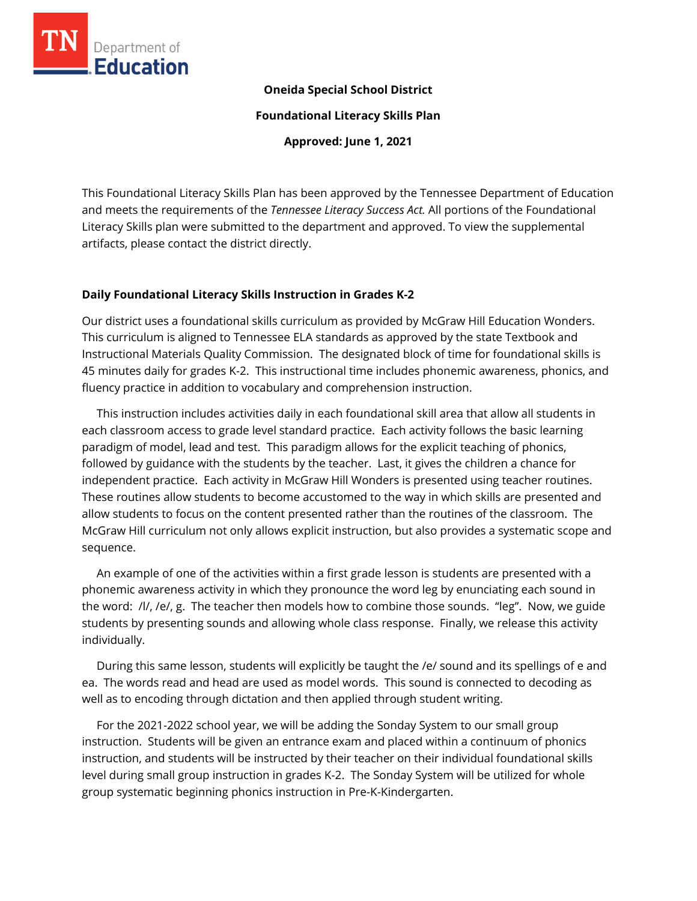**Oneida Special School District**

**Foundational Literacy Skills Plan**

**Approved: June 1, 2021**

This Foundational Literacy Skills Plan has been approved by the Tennessee Department of Education and meets the requirements of the *Tennessee Literacy Success Act.* All portions of the Foundational Literacy Skills plan were submitted to the department and approved. To view the supplemental artifacts, please contact the district directly.

## Daily Foundational Literacy Skills Instruction in Grades K-2

Our district uses a foundational skills curriculum as provided by McGraw Hill Education Wonders. This curriculum is aligned to Tennessee ELA standards as approved by the state Textbook and Instructional Materials Quality Commission. The designated block of time for foundational skills is 45 minutes daily for grades K-2. This instructional time includes phonemic awareness, phonics, and fluency practice in addition to vocabulary and comprehension instruction.

This instruction includes activities daily in each foundational skill area that allow all students in each classroom access to grade level standard practice. Each activity follows the basic learning paradigm of model, lead and test. This paradigm allows for the explicit teaching of phonics, followed by guidance with the students by the teacher. Last, it gives the children a chance for independent practice. Each activity in McGraw Hill Wonders is presented using teacher routines. These routines allow students to become accustomed to the way in which skills are presented and allow students to focus on the content presented rather than the routines of the classroom. The McGraw Hill curriculum not only allows explicit instruction, but also provides a systematic scope and sequence.

An example of one of the activities within a first grade lesson is students are presented with a phonemic awareness activity in which they pronounce the word leg by enunciating each sound in the word: /l/, /e/, g. The teacher then models how to combine those sounds. "leg". Now, we guide students by presenting sounds and allowing whole class response. Finally, we release this activity individually.

During this same lesson, students will explicitly be taught the /e/ sound and its spellings of e and ea. The words read and head are used as model words. This sound is connected to decoding as well as to encoding through dictation and then applied through student writing.

For the 2021-2022 school year, we will be adding the Sonday System to our small group instruction. Students will be given an entrance exam and placed within a continuum of phonics instruction, and students will be instructed by their teacher on their individual foundational skills level during small group instruction in grades K-2. The Sonday System will be utilized for whole group systematic beginning phonics instruction in Pre-K-Kindergarten.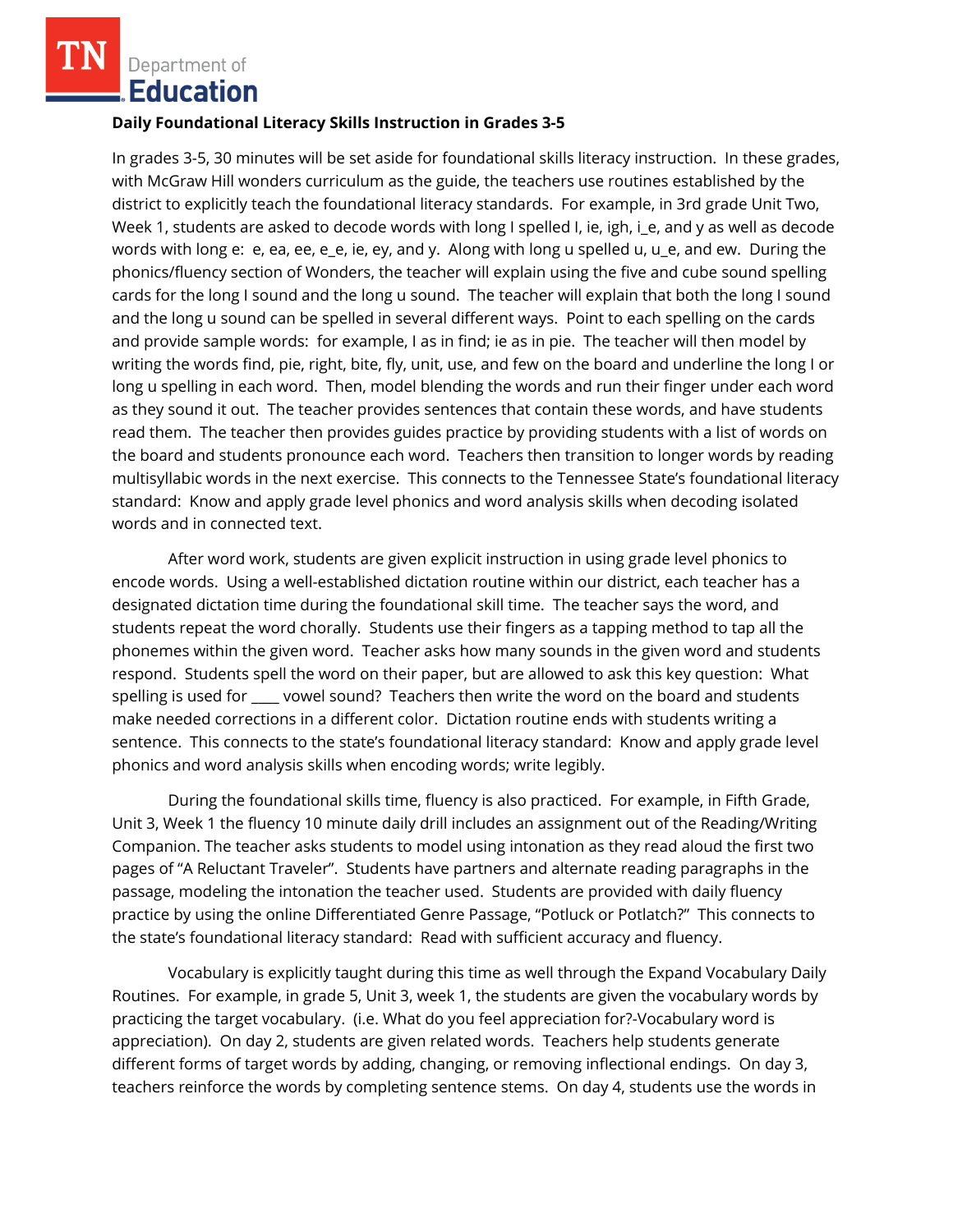**Daily Foundational Literacy Skills Instruction in Grades 3-5**

In grades 3-5, 30 minutes will be set aside for foundational skills literacy instruction. In these grades, with McGraw Hill wonders curriculum as the guide, the teachers use routines established by the district to explicitly teach the foundational literacy standards. For example, in 3rd grade Unit Two, Week 1, students are asked to decode words with long I spelled I, ie, igh, i_e, and y as well as decode words with long e: e, ea, ee, e_e, ie, ey, and y. Along with long u spelled u, u_e, and ew. During the phonics/fluency section of Wonders, the teacher will explain using the five and cube sound spelling cards for the long I sound and the long u sound. The teacher will explain that both the long I sound and the long u sound can be spelled in several different ways. Point to each spelling on the cards and provide sample words: for example, I as in find; ie as in pie. The teacher will then model by writing the words find, pie, right, bite, fly, unit, use, and few on the board and underline the long I or long u spelling in each word. Then, model blending the words and run their finger under each word as they sound it out. The teacher provides sentences that contain these words, and have students read them. The teacher then provides guides practice by providing students with a list of words on the board and students pronounce each word. Teachers then transition to longer words by reading multisyllabic words in the next exercise. This connects to the Tennessee State's foundational literacy standard: Know and apply grade level phonics and word analysis skills when decoding isolated words and in connected text.

After word work, students are given explicit instruction in using grade level phonics to encode words. Using a well-established dictation routine within our district, each teacher has a designated dictation time during the foundational skill time. The teacher says the word, and students repeat the word chorally. Students use their fingers as a tapping method to tap all the phonemes within the given word. Teacher asks how many sounds in the given word and students respond. Students spell the word on their paper, but are allowed to ask this key question: What spelling is used for ____ vowel sound? Teachers then write the word on the board and students make needed corrections in a different color. Dictation routine ends with students writing a sentence. This connects to the state's foundational literacy standard: Know and apply grade level phonics and word analysis skills when encoding words; write legibly.

During the foundational skills time, fluency is also practiced. For example, in Fifth Grade, Unit 3, Week 1 the fluency 10 minute daily drill includes an assignment out of the Reading/Writing Companion. The teacher asks students to model using intonation as they read aloud the first two pages of "A Reluctant Traveler". Students have partners and alternate reading paragraphs in the passage, modeling the intonation the teacher used. Students are provided with daily fluency practice by using the online Differentiated Genre Passage, "Potluck or Potlatch?" This connects to the state's foundational literacy standard: Read with sufficient accuracy and fluency.

Vocabulary is explicitly taught during this time as well through the Expand Vocabulary Daily Routines. For example, in grade 5, Unit 3, week 1, the students are given the vocabulary words by practicing the target vocabulary. (i.e. What do you feel appreciation for?-Vocabulary word is appreciation). On day 2, students are given related words. Teachers help students generate different forms of target words by adding, changing, or removing inflectional endings. On day 3, teachers reinforce the words by completing sentence stems. On day 4, students use the words in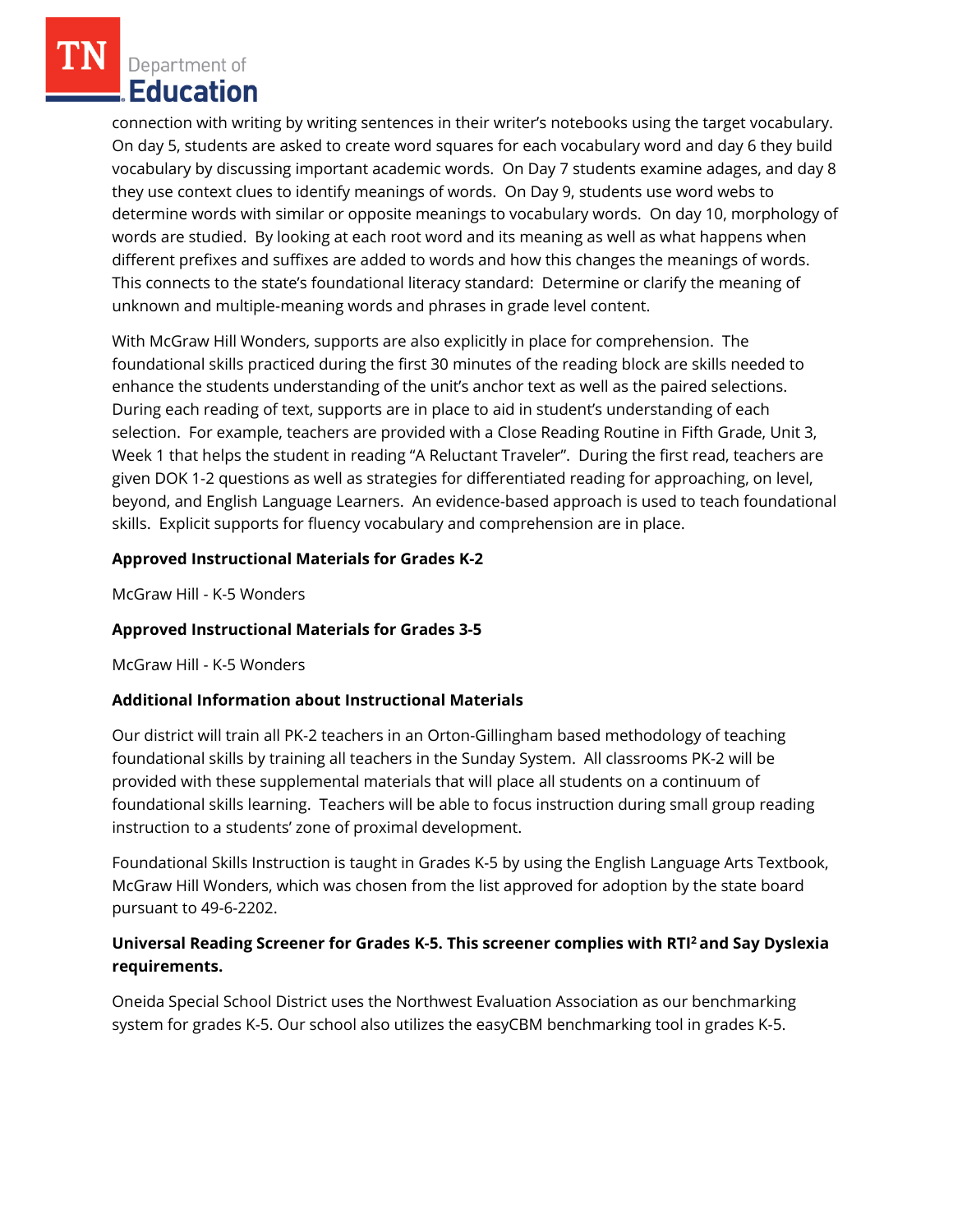connection with writing by writing sentences in their writer's notebooks using the target vocabulary. On day 5, students are asked to create word squares for each vocabulary word and day 6 they build vocabulary by discussing important academic words. On Day 7 students examine adages, and day 8 they use context clues to identify meanings of words. On Day 9, students use word webs to determine words with similar or opposite meanings to vocabulary words. On day 10, morphology of words are studied. By looking at each root word and its meaning as well as what happens when different prefixes and suffixes are added to words and how this changes the meanings of words. This connects to the state's foundational literacy standard: Determine or clarify the meaning of unknown and multiple-meaning words and phrases in grade level content.

With McGraw Hill Wonders, supports are also explicitly in place for comprehension. The foundational skills practiced during the first 30 minutes of the reading block are skills needed to enhance the students understanding of the unit's anchor text as well as the paired selections. During each reading of text, supports are in place to aid in student's understanding of each selection. For example, teachers are provided with a Close Reading Routine in Fifth Grade, Unit 3, Week 1 that helps the student in reading "A Reluctant Traveler". During the first read, teachers are given DOK 1-2 questions as well as strategies for differentiated reading for approaching, on level, beyond, and English Language Learners. An evidence-based approach is used to teach foundational skills. Explicit supports for fluency vocabulary and comprehension are in place.

**Approved Instructional Materials for Grades K-2**

McGraw Hill - K-5 Wonders

**Approved Instructional Materials for Grades 3-5**

McGraw Hill - K-5 Wonders

**Additional Information about Instructional Materials**

Our district will train all PK-2 teachers in an Orton-Gillingham based methodology of teaching foundational skills by training all teachers in the Sunday System. All classrooms PK-2 will be provided with these supplemental materials that will place all students on a continuum of foundational skills learning. Teachers will be able to focus instruction during small group reading instruction to a students' zone of proximal development.

Foundational Skills Instruction is taught in Grades K-5 by using the English Language Arts Textbook, McGraw Hill Wonders, which was chosen from the list approved for adoption by the state board pursuant to 49-6-2202.

**Universal Reading Screener for Grades K-5. This screener complies with RTI² and Say Dyslexia requirements.**

Oneida Special School District uses the Northwest Evaluation Association as our benchmarking system for grades K-5. Our school also utilizes the easyCBM benchmarking tool in grades K-5.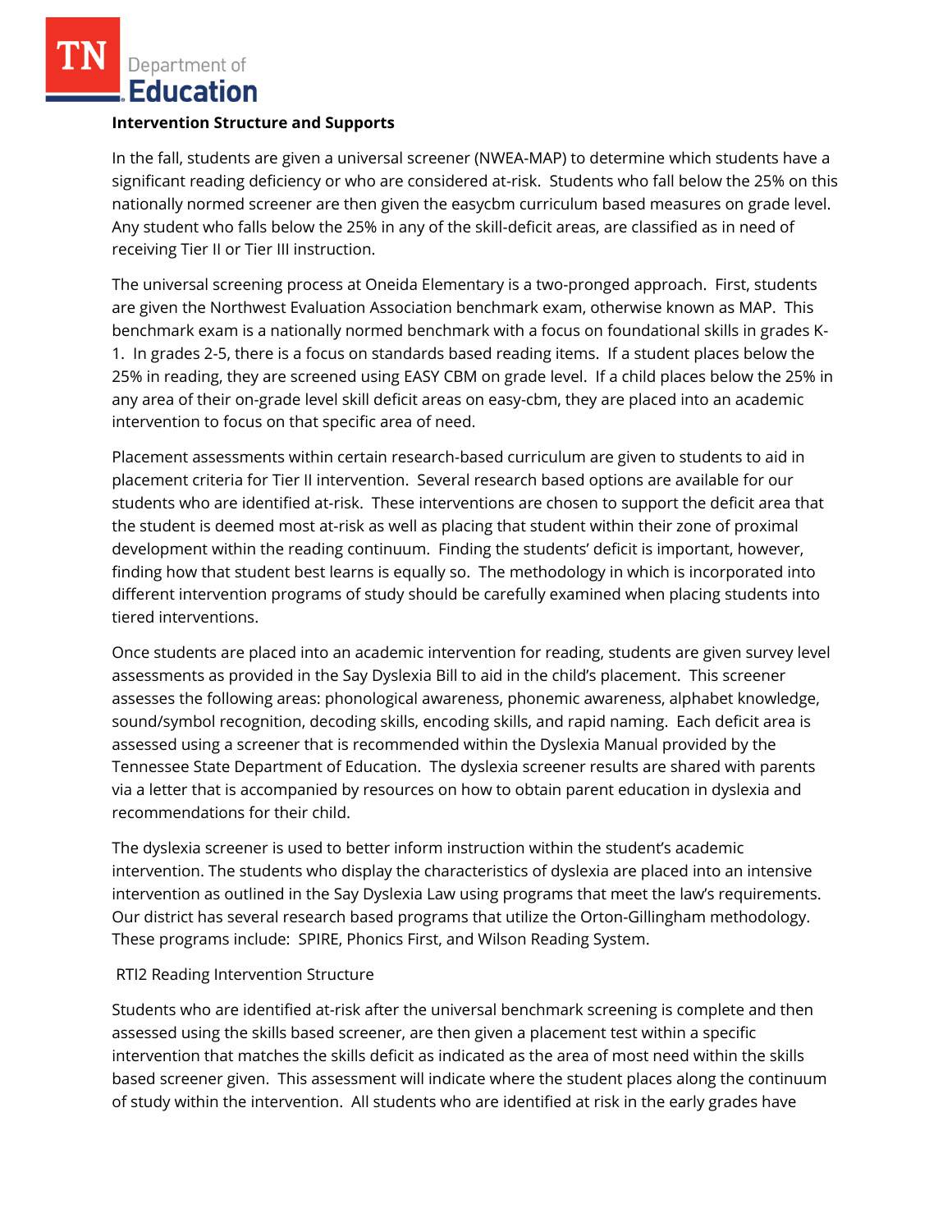**Intervention Structure and Supports**

In the fall, students are given a universal screener (NWEA-MAP) to determine which students have a significant reading deficiency or who are considered at-risk. Students who fall below the 25% on this nationally normed screener are then given the easycbm curriculum based measures on grade level. Any student who falls below the 25% in any of the skill-deficit areas, are classified as in need of receiving Tier II or Tier III instruction.

The universal screening process at Oneida Elementary is a two-pronged approach. First, students are given the Northwest Evaluation Association benchmark exam, otherwise known as MAP. This benchmark exam is a nationally normed benchmark with a focus on foundational skills in grades K-1. In grades 2-5, there is a focus on standards based reading items. If a student places below the 25% in reading, they are screened using EASY CBM on grade level. If a child places below the 25% in any area of their on-grade level skill deficit areas on easy-cbm, they are placed into an academic intervention to focus on that specific area of need.

Placement assessments within certain research-based curriculum are given to students to aid in placement criteria for Tier II intervention. Several research based options are available for our students who are identified at-risk. These interventions are chosen to support the deficit area that the student is deemed most at-risk as well as placing that student within their zone of proximal development within the reading continuum. Finding the students' deficit is important, however, finding how that student best learns is equally so. The methodology in which is incorporated into different intervention programs of study should be carefully examined when placing students into tiered interventions.

Once students are placed into an academic intervention for reading, students are given survey level assessments as provided in the Say Dyslexia Bill to aid in the child's placement. This screener assesses the following areas: phonological awareness, phonemic awareness, alphabet knowledge, sound/symbol recognition, decoding skills, encoding skills, and rapid naming. Each deficit area is assessed using a screener that is recommended within the Dyslexia Manual provided by the Tennessee State Department of Education. The dyslexia screener results are shared with parents via a letter that is accompanied by resources on how to obtain parent education in dyslexia and recommendations for their child.

The dyslexia screener is used to better inform instruction within the student's academic intervention. The students who display the characteristics of dyslexia are placed into an intensive intervention as outlined in the Say Dyslexia Law using programs that meet the law's requirements. Our district has several research based programs that utilize the Orton-Gillingham methodology. These programs include: SPIRE, Phonics First, and Wilson Reading System.

RTI2 Reading Intervention Structure

Students who are identified at-risk after the universal benchmark screening is complete and then assessed using the skills based screener, are then given a placement test within a specific intervention that matches the skills deficit as indicated as the area of most need within the skills based screener given. This assessment will indicate where the student places along the continuum of study within the intervention. All students who are identified at risk in the early grades have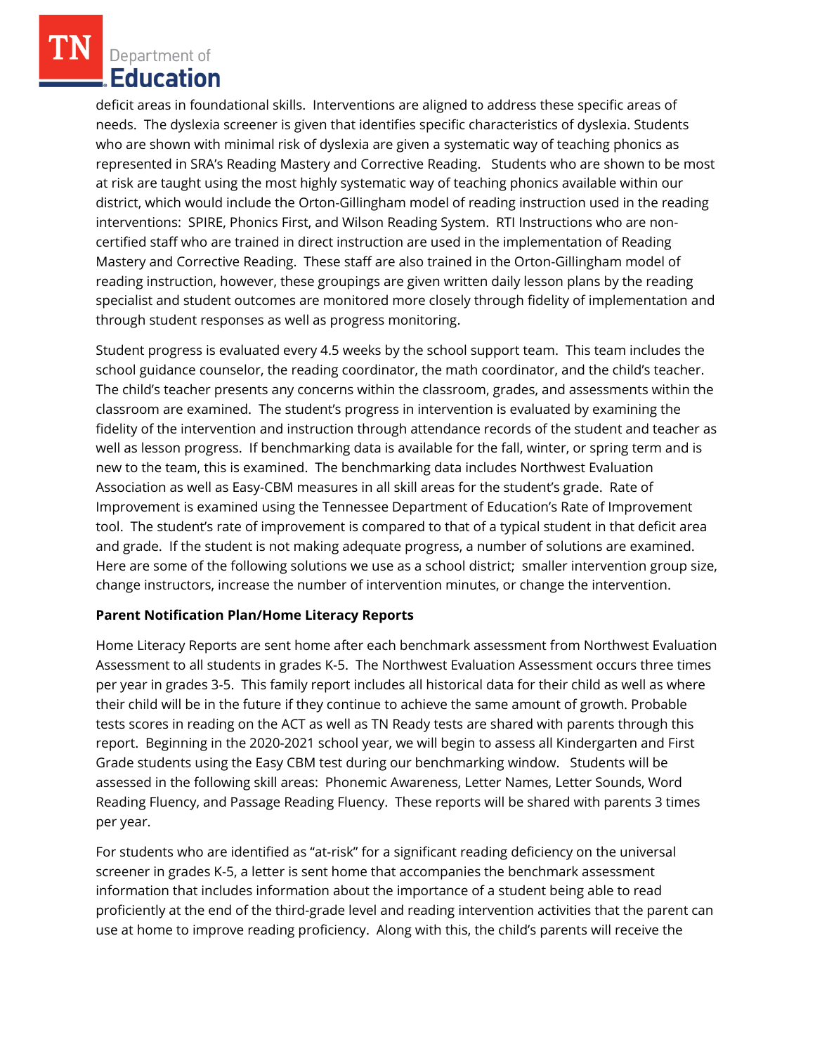deficit areas in foundational skills. Interventions are aligned to address these specific areas of needs. The dyslexia screener is given that identifies specific characteristics of dyslexia. Students who are shown with minimal risk of dyslexia are given a systematic way of teaching phonics as represented in SRA's Reading Mastery and Corrective Reading. Students who are shown to be most at risk are taught using the most highly systematic way of teaching phonics available within our district, which would include the Orton-Gillingham model of reading instruction used in the reading interventions: SPIRE, Phonics First, and Wilson Reading System. RTI Instructions who are non-certified staff who are trained in direct instruction are used in the implementation of Reading Mastery and Corrective Reading. These staff are also trained in the Orton-Gillingham model of reading instruction, however, these groupings are given written daily lesson plans by the reading specialist and student outcomes are monitored more closely through fidelity of implementation and through student responses as well as progress monitoring.

Student progress is evaluated every 4.5 weeks by the school support team. This team includes the school guidance counselor, the reading coordinator, the math coordinator, and the child's teacher. The child's teacher presents any concerns within the classroom, grades, and assessments within the classroom are examined. The student's progress in intervention is evaluated by examining the fidelity of the intervention and instruction through attendance records of the student and teacher as well as lesson progress. If benchmarking data is available for the fall, winter, or spring term and is new to the team, this is examined. The benchmarking data includes Northwest Evaluation Association as well as Easy-CBM measures in all skill areas for the student's grade. Rate of Improvement is examined using the Tennessee Department of Education's Rate of Improvement tool. The student's rate of improvement is compared to that of a typical student in that deficit area and grade. If the student is not making adequate progress, a number of solutions are examined. Here are some of the following solutions we use as a school district; smaller intervention group size, change instructors, increase the number of intervention minutes, or change the intervention.

**Parent Notification Plan/Home Literacy Reports**

Home Literacy Reports are sent home after each benchmark assessment from Northwest Evaluation Assessment to all students in grades K-5. The Northwest Evaluation Assessment occurs three times per year in grades 3-5. This family report includes all historical data for their child as well as where their child will be in the future if they continue to achieve the same amount of growth. Probable tests scores in reading on the ACT as well as TN Ready tests are shared with parents through this report. Beginning in the 2020-2021 school year, we will begin to assess all Kindergarten and First Grade students using the Easy CBM test during our benchmarking window. Students will be assessed in the following skill areas: Phonemic Awareness, Letter Names, Letter Sounds, Word Reading Fluency, and Passage Reading Fluency. These reports will be shared with parents 3 times per year.

For students who are identified as "at-risk" for a significant reading deficiency on the universal screener in grades K-5, a letter is sent home that accompanies the benchmark assessment information that includes information about the importance of a student being able to read proficiently at the end of the third-grade level and reading intervention activities that the parent can use at home to improve reading proficiency. Along with this, the child's parents will receive the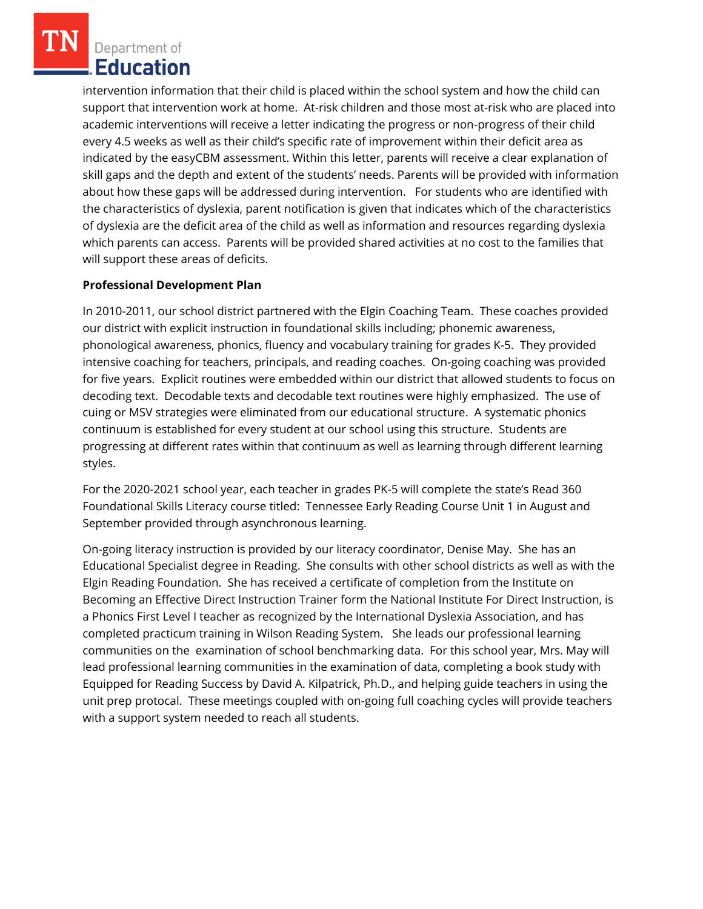intervention information that their child is placed within the school system and how the child can support that intervention work at home. At-risk children and those most at-risk who are placed into academic interventions will receive a letter indicating the progress or non-progress of their child every 4.5 weeks as well as their child's specific rate of improvement within their deficit area as indicated by the easyCBM assessment. Within this letter, parents will receive a clear explanation of skill gaps and the depth and extent of the students' needs. Parents will be provided with information about how these gaps will be addressed during intervention. For students who are identified with the characteristics of dyslexia, parent notification is given that indicates which of the characteristics of dyslexia are the deficit area of the child as well as information and resources regarding dyslexia which parents can access. Parents will be provided shared activities at no cost to the families that will support these areas of deficits.

**Professional Development Plan**

In 2010-2011, our school district partnered with the Elgin Coaching Team. These coaches provided our district with explicit instruction in foundational skills including; phonemic awareness, phonological awareness, phonics, fluency and vocabulary training for grades K-5. They provided intensive coaching for teachers, principals, and reading coaches. On-going coaching was provided for five years. Explicit routines were embedded within our district that allowed students to focus on decoding text. Decodable texts and decodable text routines were highly emphasized. The use of cuing or MSV strategies were eliminated from our educational structure. A systematic phonics continuum is established for every student at our school using this structure. Students are progressing at different rates within that continuum as well as learning through different learning styles.

For the 2020-2021 school year, each teacher in grades PK-5 will complete the state's Read 360 Foundational Skills Literacy course titled: Tennessee Early Reading Course Unit 1 in August and September provided through asynchronous learning.

On-going literacy instruction is provided by our literacy coordinator, Denise May. She has an Educational Specialist degree in Reading. She consults with other school districts as well as with the Elgin Reading Foundation. She has received a certificate of completion from the Institute on Becoming an Effective Direct Instruction Trainer form the National Institute For Direct Instruction, is a Phonics First Level I teacher as recognized by the International Dyslexia Association, and has completed practicum training in Wilson Reading System. She leads our professional learning communities on the examination of school benchmarking data. For this school year, Mrs. May will lead professional learning communities in the examination of data, completing a book study with Equipped for Reading Success by David A. Kilpatrick, Ph.D., and helping guide teachers in using the unit prep protocal. These meetings coupled with on-going full coaching cycles will provide teachers with a support system needed to reach all students.